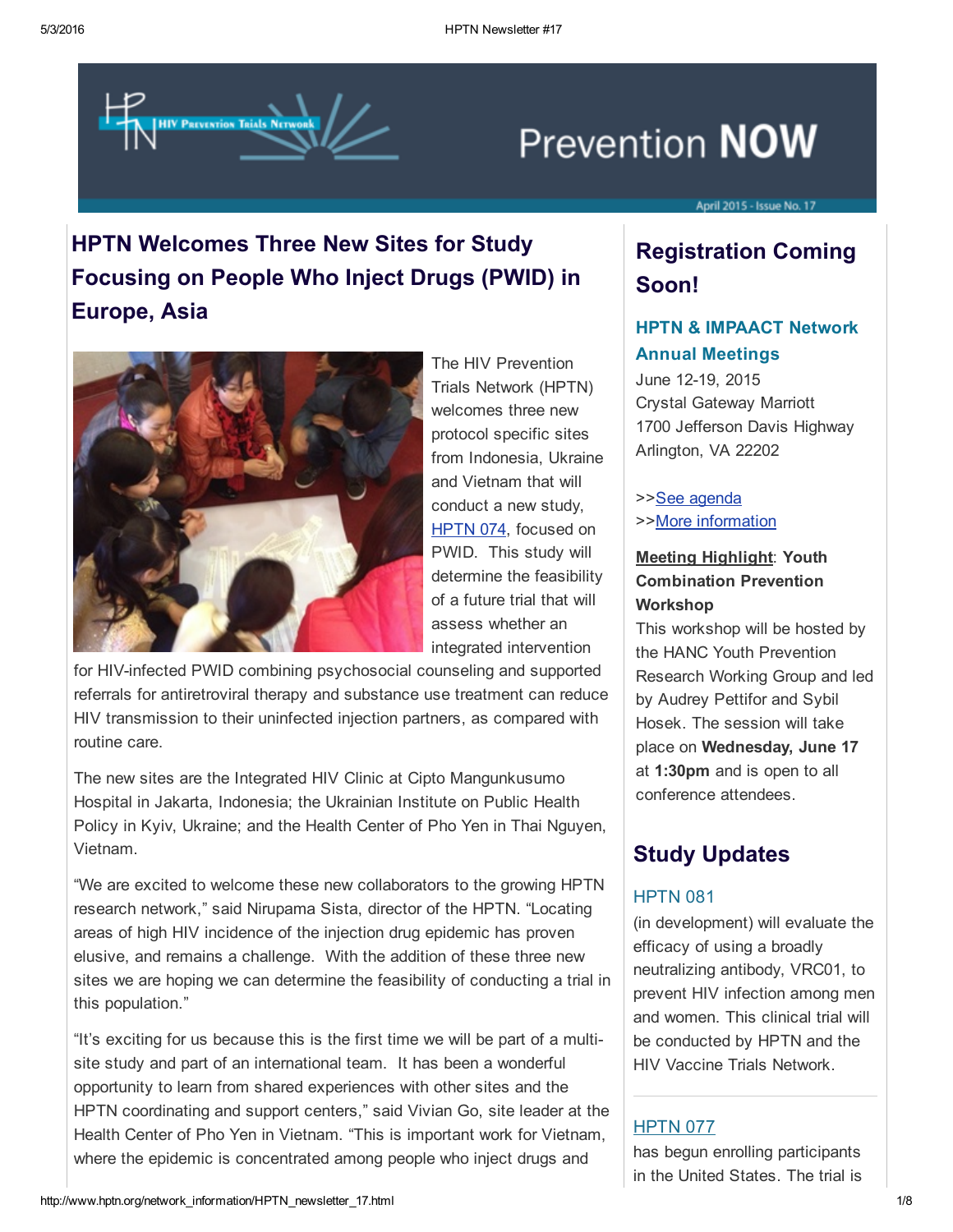Prevention NOW

April 2015 - Issue No. 17

## HPTN Welcomes Three New Sites for Study Focusing on People Who Inject Drugs (PWID) in Europe, Asia

The HIV Prevention Trials Network (HPTN) welcomes three new protocol specific sites from Indonesia, Ukraine and Vietnam that will conduct a new study, HPTN 074, focused on PWID. This study will determine the feasibility of a future trial that will assess whether an integrated intervention for HIV-infected PWID combining psychosocial counseling and supported referrals for antiretroviral therapy and substance use treatment can reduce HIV transmission to their uninfected injection partners, as compared with routine care.

The new sites are the Integrated HIV Clinic at Cipto Mangunkusumo Hospital in Jakarta, Indonesia; the Ukrainian Institute on Public Health Policy in Kyiv, Ukraine; and the Health Center of Pho Yen in Thai Nguyen, Vietnam.

"We are excited to welcome these new collaborators to the growing HPTN research network," said Nirupama Sista, director of the HPTN. "Locating areas of high HIV incidence of the injection drug epidemic has proven elusive, and remains a challenge. With the addition of these three new sites we are hoping we can determine the feasibility of conducting a trial in this population."

"It's exciting for us because this is the first time we will be part of a multi-site study and part of an international team. It has been a wonderful opportunity to learn from shared experiences with other sites and the HPTN coordinating and support centers," said Vivian Go, site leader at the Health Center of Pho Yen in Vietnam. "This is important work for Vietnam, where the epidemic is concentrated among people who inject drugs and

## Registration Coming Soon!

### HPTN & IMPAACT Network Annual Meetings

June 12-19, 2015
Crystal Gateway Marriott
1700 Jefferson Davis Highway
Arlington, VA 22202

>>See agenda
>>More information

**Meeting Highlight**: **Youth Combination Prevention Workshop**
This workshop will be hosted by the HANC Youth Prevention Research Working Group and led by Audrey Pettifor and Sybil Hosek. The session will take place on **Wednesday, June 17** at **1:30pm** and is open to all conference attendees.

## Study Updates

### HPTN 081

(in development) will evaluate the efficacy of using a broadly neutralizing antibody, VRC01, to prevent HIV infection among men and women. This clinical trial will be conducted by HPTN and the HIV Vaccine Trials Network.

### HPTN 077

has begun enrolling participants in the United States. The trial is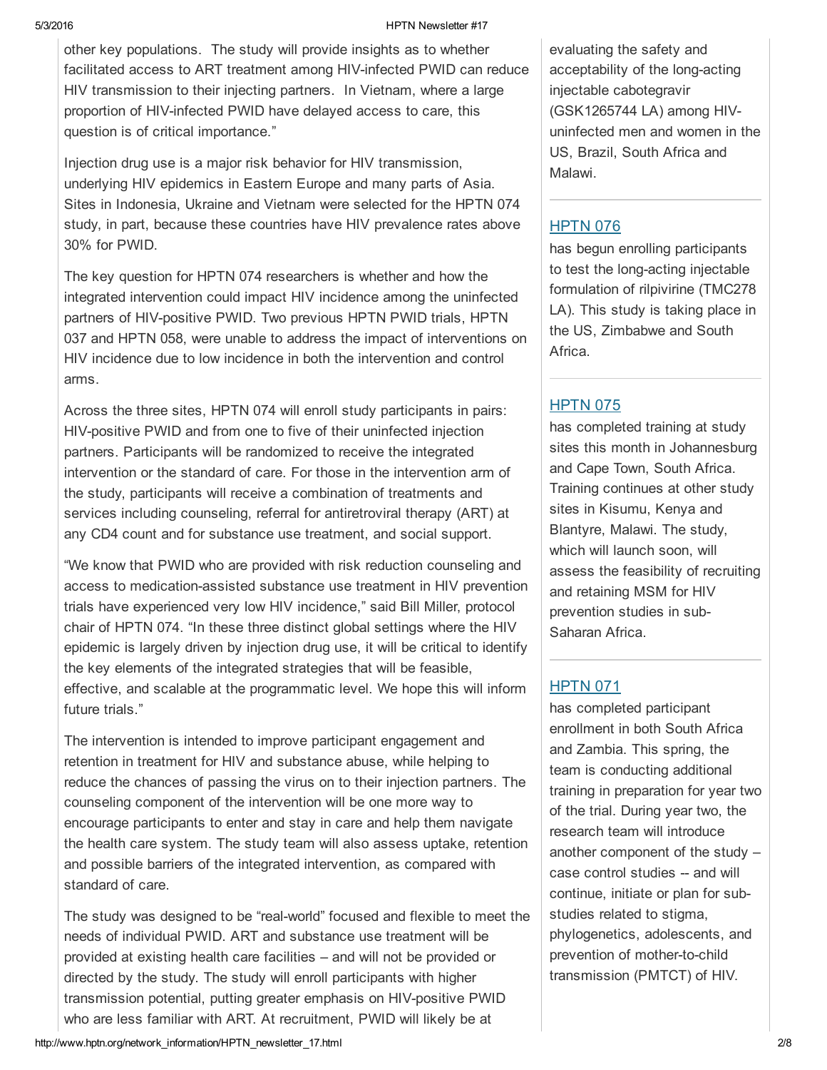other key populations. The study will provide insights as to whether facilitated access to ART treatment among HIV-infected PWID can reduce HIV transmission to their injecting partners. In Vietnam, where a large proportion of HIV-infected PWID have delayed access to care, this question is of critical importance."

Injection drug use is a major risk behavior for HIV transmission, underlying HIV epidemics in Eastern Europe and many parts of Asia. Sites in Indonesia, Ukraine and Vietnam were selected for the HPTN 074 study, in part, because these countries have HIV prevalence rates above 30% for PWID.

The key question for HPTN 074 researchers is whether and how the integrated intervention could impact HIV incidence among the uninfected partners of HIV-positive PWID. Two previous HPTN PWID trials, HPTN 037 and HPTN 058, were unable to address the impact of interventions on HIV incidence due to low incidence in both the intervention and control arms.

Across the three sites, HPTN 074 will enroll study participants in pairs: HIV-positive PWID and from one to five of their uninfected injection partners. Participants will be randomized to receive the integrated intervention or the standard of care. For those in the intervention arm of the study, participants will receive a combination of treatments and services including counseling, referral for antiretroviral therapy (ART) at any CD4 count and for substance use treatment, and social support.

"We know that PWID who are provided with risk reduction counseling and access to medication-assisted substance use treatment in HIV prevention trials have experienced very low HIV incidence," said Bill Miller, protocol chair of HPTN 074. "In these three distinct global settings where the HIV epidemic is largely driven by injection drug use, it will be critical to identify the key elements of the integrated strategies that will be feasible, effective, and scalable at the programmatic level. We hope this will inform future trials."

The intervention is intended to improve participant engagement and retention in treatment for HIV and substance abuse, while helping to reduce the chances of passing the virus on to their injection partners. The counseling component of the intervention will be one more way to encourage participants to enter and stay in care and help them navigate the health care system. The study team will also assess uptake, retention and possible barriers of the integrated intervention, as compared with standard of care.

The study was designed to be "real-world" focused and flexible to meet the needs of individual PWID. ART and substance use treatment will be provided at existing health care facilities – and will not be provided or directed by the study. The study will enroll participants with higher transmission potential, putting greater emphasis on HIV-positive PWID who are less familiar with ART. At recruitment, PWID will likely be at

evaluating the safety and acceptability of the long-acting injectable cabotegravir (GSK1265744 LA) among HIV-uninfected men and women in the US, Brazil, South Africa and Malawi.

---

[HPTN 076](#)

has begun enrolling participants to test the long-acting injectable formulation of rilpivirine (TMC278 LA). This study is taking place in the US, Zimbabwe and South Africa.

---

[HPTN 075](#)

has completed training at study sites this month in Johannesburg and Cape Town, South Africa. Training continues at other study sites in Kisumu, Kenya and Blantyre, Malawi. The study, which will launch soon, will assess the feasibility of recruiting and retaining MSM for HIV prevention studies in sub-Saharan Africa.

---

[HPTN 071](#)

has completed participant enrollment in both South Africa and Zambia. This spring, the team is conducting additional training in preparation for year two of the trial. During year two, the research team will introduce another component of the study – case control studies -- and will continue, initiate or plan for sub-studies related to stigma, phylogenetics, adolescents, and prevention of mother-to-child transmission (PMTCT) of HIV.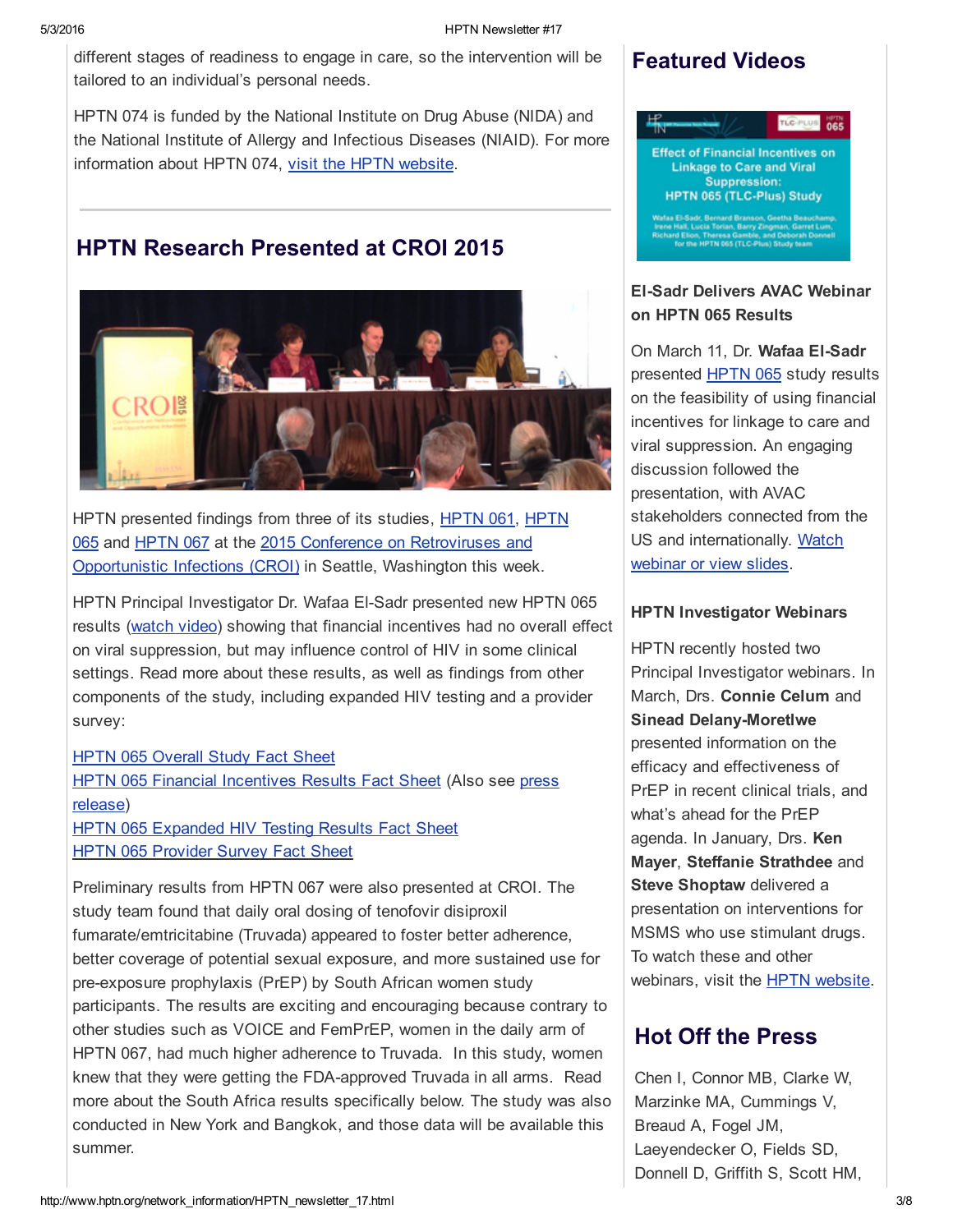different stages of readiness to engage in care, so the intervention will be tailored to an individual's personal needs.

HPTN 074 is funded by the National Institute on Drug Abuse (NIDA) and the National Institute of Allergy and Infectious Diseases (NIAID). For more information about HPTN 074, visit the HPTN website.

## HPTN Research Presented at CROI 2015

HPTN presented findings from three of its studies, HPTN 061, HPTN 065 and HPTN 067 at the 2015 Conference on Retroviruses and Opportunistic Infections (CROI) in Seattle, Washington this week.

HPTN Principal Investigator Dr. Wafaa El-Sadr presented new HPTN 065 results (watch video) showing that financial incentives had no overall effect on viral suppression, but may influence control of HIV in some clinical settings. Read more about these results, as well as findings from other components of the study, including expanded HIV testing and a provider survey:

HPTN 065 Overall Study Fact Sheet
HPTN 065 Financial Incentives Results Fact Sheet (Also see press release)
HPTN 065 Expanded HIV Testing Results Fact Sheet
HPTN 065 Provider Survey Fact Sheet

Preliminary results from HPTN 067 were also presented at CROI. The study team found that daily oral dosing of tenofovir disiproxil fumarate/emtricitabine (Truvada) appeared to foster better adherence, better coverage of potential sexual exposure, and more sustained use for pre-exposure prophylaxis (PrEP) by South African women study participants. The results are exciting and encouraging because contrary to other studies such as VOICE and FemPrEP, women in the daily arm of HPTN 067, had much higher adherence to Truvada. In this study, women knew that they were getting the FDA-approved Truvada in all arms. Read more about the South Africa results specifically below. The study was also conducted in New York and Bangkok, and those data will be available this summer.

## Featured Videos

Effect of Financial Incentives on Linkage to Care and Viral Suppression: HPTN 065 (TLC-Plus) Study

Wafaa El-Sadr, Bernard Branson, Geetha Beauchamp, Irene Hall, Lucia Torian, Barry Zingman, Garret Lum, Richard Elion, Theresa Gamble, and Deborah Donnell for the HPTN 065 (TLC-Plus) Study team

### El-Sadr Delivers AVAC Webinar on HPTN 065 Results

On March 11, Dr. **Wafaa El-Sadr** presented HPTN 065 study results on the feasibility of using financial incentives for linkage to care and viral suppression. An engaging discussion followed the presentation, with AVAC stakeholders connected from the US and internationally. Watch webinar or view slides.

### HPTN Investigator Webinars

HPTN recently hosted two Principal Investigator webinars. In March, Drs. **Connie Celum** and **Sinead Delany-Moretlwe** presented information on the efficacy and effectiveness of PrEP in recent clinical trials, and what's ahead for the PrEP agenda. In January, Drs. **Ken Mayer**, **Steffanie Strathdee** and **Steve Shoptaw** delivered a presentation on interventions for MSMS who use stimulant drugs. To watch these and other webinars, visit the HPTN website.

## Hot Off the Press

Chen I, Connor MB, Clarke W, Marzinke MA, Cummings V, Breaud A, Fogel JM, Laeyendecker O, Fields SD, Donnell D, Griffith S, Scott HM,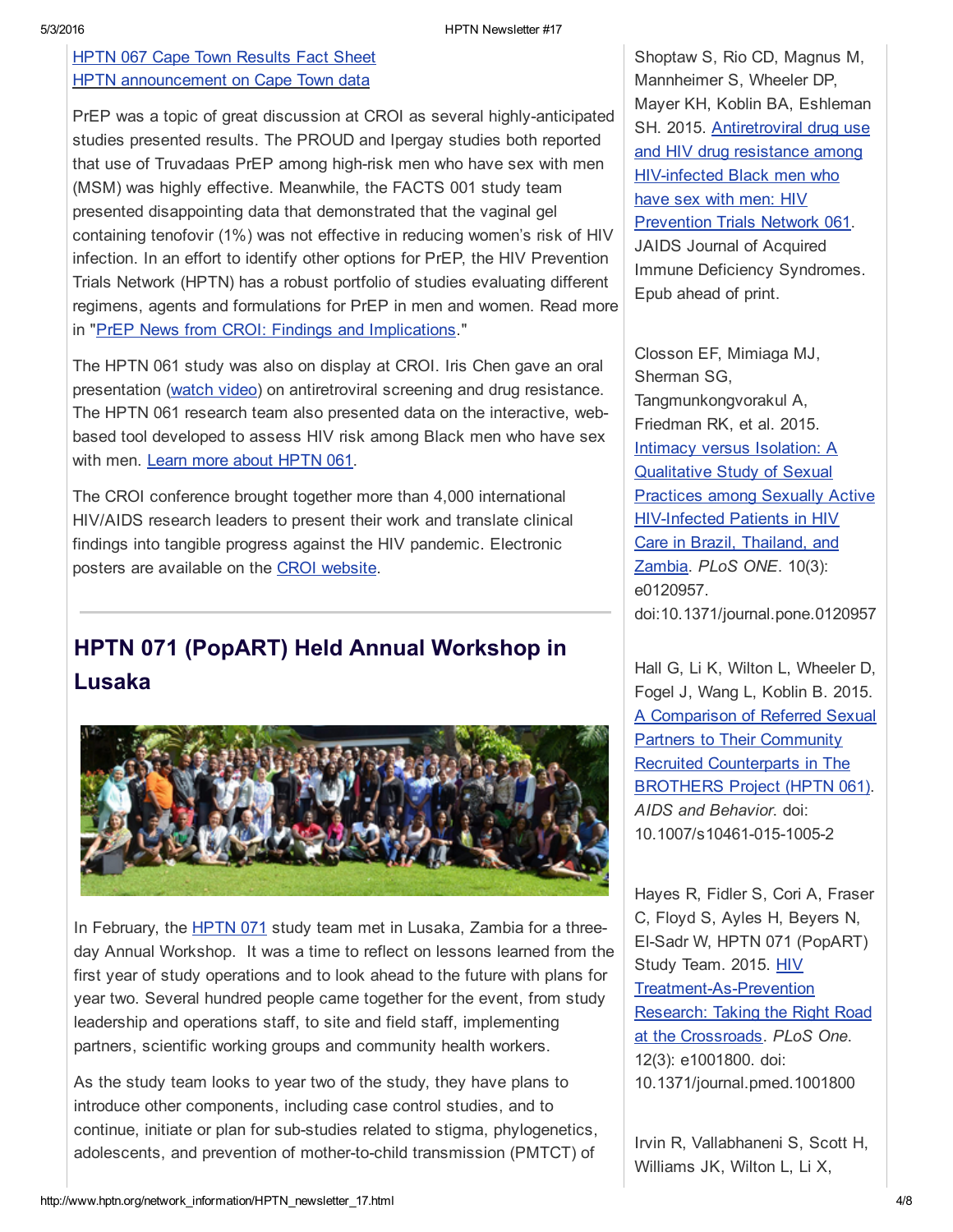[HPTN 067 Cape Town Results Fact Sheet](#)
[HPTN announcement on Cape Town data](#)

PrEP was a topic of great discussion at CROI as several highly-anticipated studies presented results. The PROUD and Ipergay studies both reported that use of Truvadaas PrEP among high-risk men who have sex with men (MSM) was highly effective. Meanwhile, the FACTS 001 study team presented disappointing data that demonstrated that the vaginal gel containing tenofovir (1%) was not effective in reducing women's risk of HIV infection. In an effort to identify other options for PrEP, the HIV Prevention Trials Network (HPTN) has a robust portfolio of studies evaluating different regimens, agents and formulations for PrEP in men and women. Read more in "PrEP News from CROI: Findings and Implications."

The HPTN 061 study was also on display at CROI. Iris Chen gave an oral presentation (watch video) on antiretroviral screening and drug resistance. The HPTN 061 research team also presented data on the interactive, web-based tool developed to assess HIV risk among Black men who have sex with men. Learn more about HPTN 061.

The CROI conference brought together more than 4,000 international HIV/AIDS research leaders to present their work and translate clinical findings into tangible progress against the HIV pandemic. Electronic posters are available on the CROI website.

---

## HPTN 071 (PopART) Held Annual Workshop in Lusaka

In February, the HPTN 071 study team met in Lusaka, Zambia for a three-day Annual Workshop. It was a time to reflect on lessons learned from the first year of study operations and to look ahead to the future with plans for year two. Several hundred people came together for the event, from study leadership and operations staff, to site and field staff, implementing partners, scientific working groups and community health workers.

As the study team looks to year two of the study, they have plans to introduce other components, including case control studies, and to continue, initiate or plan for sub-studies related to stigma, phylogenetics, adolescents, and prevention of mother-to-child transmission (PMTCT) of

Shoptaw S, Rio CD, Magnus M, Mannheimer S, Wheeler DP, Mayer KH, Koblin BA, Eshleman SH. 2015. Antiretroviral drug use and HIV drug resistance among HIV-infected Black men who have sex with men: HIV Prevention Trials Network 061. JAIDS Journal of Acquired Immune Deficiency Syndromes. Epub ahead of print.

Closson EF, Mimiaga MJ, Sherman SG, Tangmunkongvorakul A, Friedman RK, et al. 2015. Intimacy versus Isolation: A Qualitative Study of Sexual Practices among Sexually Active HIV-Infected Patients in HIV Care in Brazil, Thailand, and Zambia. *PLoS ONE*. 10(3): e0120957. doi:10.1371/journal.pone.0120957

Hall G, Li K, Wilton L, Wheeler D, Fogel J, Wang L, Koblin B. 2015. A Comparison of Referred Sexual Partners to Their Community Recruited Counterparts in The BROTHERS Project (HPTN 061). *AIDS and Behavior.* doi: 10.1007/s10461-015-1005-2

Hayes R, Fidler S, Cori A, Fraser C, Floyd S, Ayles H, Beyers N, El-Sadr W, HPTN 071 (PopART) Study Team. 2015. HIV Treatment-As-Prevention Research: Taking the Right Road at the Crossroads. *PLoS One.* 12(3): e1001800. doi: 10.1371/journal.pmed.1001800

Irvin R, Vallabhaneni S, Scott H, Williams JK, Wilton L, Li X,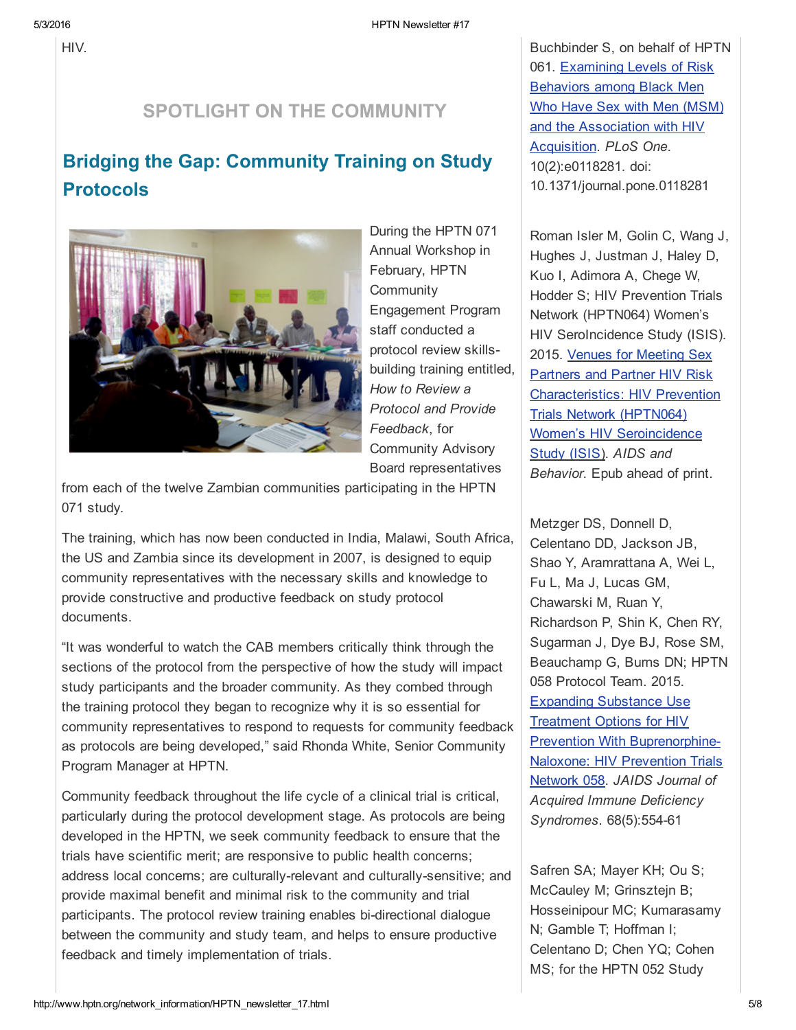HIV.

## SPOTLIGHT ON THE COMMUNITY

### Bridging the Gap: Community Training on Study Protocols

During the HPTN 071 Annual Workshop in February, HPTN Community Engagement Program staff conducted a protocol review skills-building training entitled, *How to Review a Protocol and Provide Feedback*, for Community Advisory Board representatives from each of the twelve Zambian communities participating in the HPTN 071 study.

The training, which has now been conducted in India, Malawi, South Africa, the US and Zambia since its development in 2007, is designed to equip community representatives with the necessary skills and knowledge to provide constructive and productive feedback on study protocol documents.

"It was wonderful to watch the CAB members critically think through the sections of the protocol from the perspective of how the study will impact study participants and the broader community. As they combed through the training protocol they began to recognize why it is so essential for community representatives to respond to requests for community feedback as protocols are being developed," said Rhonda White, Senior Community Program Manager at HPTN.

Community feedback throughout the life cycle of a clinical trial is critical, particularly during the protocol development stage. As protocols are being developed in the HPTN, we seek community feedback to ensure that the trials have scientific merit; are responsive to public health concerns; address local concerns; are culturally-relevant and culturally-sensitive; and provide maximal benefit and minimal risk to the community and trial participants. The protocol review training enables bi-directional dialogue between the community and study team, and helps to ensure productive feedback and timely implementation of trials.

Buchbinder S, on behalf of HPTN 061. Examining Levels of Risk Behaviors among Black Men Who Have Sex with Men (MSM) and the Association with HIV Acquisition. *PLoS One*. 10(2):e0118281. doi: 10.1371/journal.pone.0118281

Roman Isler M, Golin C, Wang J, Hughes J, Justman J, Haley D, Kuo I, Adimora A, Chege W, Hodder S; HIV Prevention Trials Network (HPTN064) Women's HIV SeroIncidence Study (ISIS). 2015. Venues for Meeting Sex Partners and Partner HIV Risk Characteristics: HIV Prevention Trials Network (HPTN064) Women's HIV Seroincidence Study (ISIS). *AIDS and Behavior*. Epub ahead of print.

Metzger DS, Donnell D, Celentano DD, Jackson JB, Shao Y, Aramrattana A, Wei L, Fu L, Ma J, Lucas GM, Chawarski M, Ruan Y, Richardson P, Shin K, Chen RY, Sugarman J, Dye BJ, Rose SM, Beauchamp G, Burns DN; HPTN 058 Protocol Team. 2015. Expanding Substance Use Treatment Options for HIV Prevention With Buprenorphine-Naloxone: HIV Prevention Trials Network 058. *JAIDS Journal of Acquired Immune Deficiency Syndromes*. 68(5):554-61

Safren SA; Mayer KH; Ou S; McCauley M; Grinsztejn B; Hosseinipour MC; Kumarasamy N; Gamble T; Hoffman I; Celentano D; Chen YQ; Cohen MS; for the HPTN 052 Study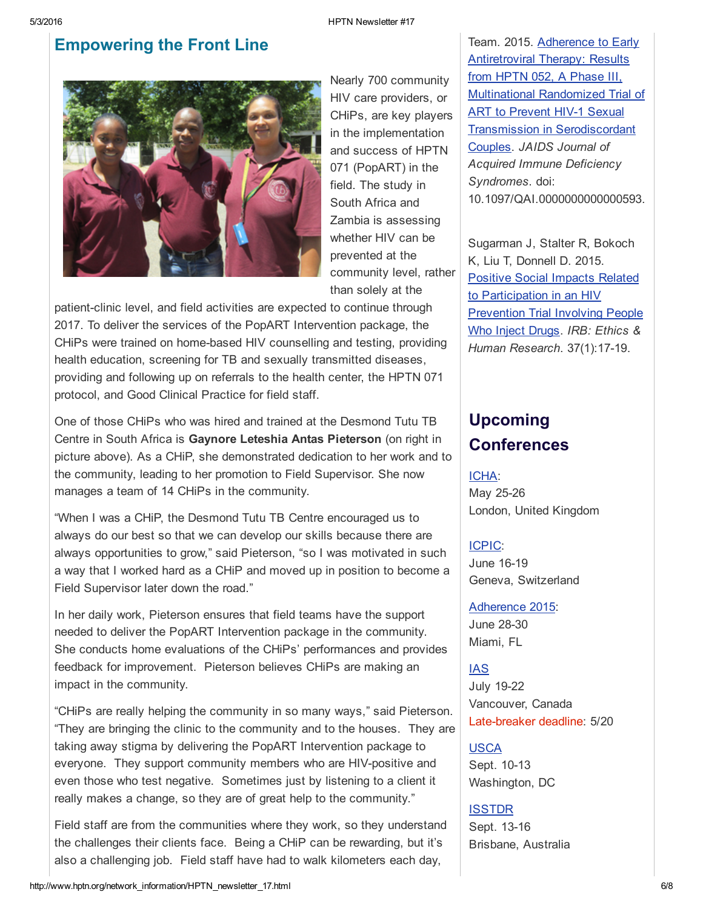## Empowering the Front Line

Nearly 700 community HIV care providers, or CHiPs, are key players in the implementation and success of HPTN 071 (PopART) in the field. The study in South Africa and Zambia is assessing whether HIV can be prevented at the community level, rather than solely at the patient-clinic level, and field activities are expected to continue through 2017. To deliver the services of the PopART Intervention package, the CHiPs were trained on home-based HIV counselling and testing, providing health education, screening for TB and sexually transmitted diseases, providing and following up on referrals to the health center, the HPTN 071 protocol, and Good Clinical Practice for field staff.

One of those CHiPs who was hired and trained at the Desmond Tutu TB Centre in South Africa is **Gaynore Leteshia Antas Pieterson** (on right in picture above). As a CHiP, she demonstrated dedication to her work and to the community, leading to her promotion to Field Supervisor. She now manages a team of 14 CHiPs in the community.

"When I was a CHiP, the Desmond Tutu TB Centre encouraged us to always do our best so that we can develop our skills because there are always opportunities to grow," said Pieterson, "so I was motivated in such a way that I worked hard as a CHiP and moved up in position to become a Field Supervisor later down the road."

In her daily work, Pieterson ensures that field teams have the support needed to deliver the PopART Intervention package in the community. She conducts home evaluations of the CHiPs' performances and provides feedback for improvement. Pieterson believes CHiPs are making an impact in the community.

"CHiPs are really helping the community in so many ways," said Pieterson. "They are bringing the clinic to the community and to the houses. They are taking away stigma by delivering the PopART Intervention package to everyone. They support community members who are HIV-positive and even those who test negative. Sometimes just by listening to a client it really makes a change, so they are of great help to the community."

Field staff are from the communities where they work, so they understand the challenges their clients face. Being a CHiP can be rewarding, but it's also a challenging job. Field staff have had to walk kilometers each day,

Team. 2015. Adherence to Early Antiretroviral Therapy: Results from HPTN 052, A Phase III, Multinational Randomized Trial of ART to Prevent HIV-1 Sexual Transmission in Serodiscordant Couples. *JAIDS Journal of Acquired Immune Deficiency Syndromes*. doi: 10.1097/QAI.0000000000000593.

Sugarman J, Stalter R, Bokoch K, Liu T, Donnell D. 2015. Positive Social Impacts Related to Participation in an HIV Prevention Trial Involving People Who Inject Drugs. *IRB: Ethics & Human Research*. 37(1):17-19.

## Upcoming Conferences

ICHA:
May 25-26
London, United Kingdom

ICPIC:
June 16-19
Geneva, Switzerland

Adherence 2015:
June 28-30
Miami, FL

IAS
July 19-22
Vancouver, Canada
Late-breaker deadline: 5/20

USCA
Sept. 10-13
Washington, DC

ISSTDR
Sept. 13-16
Brisbane, Australia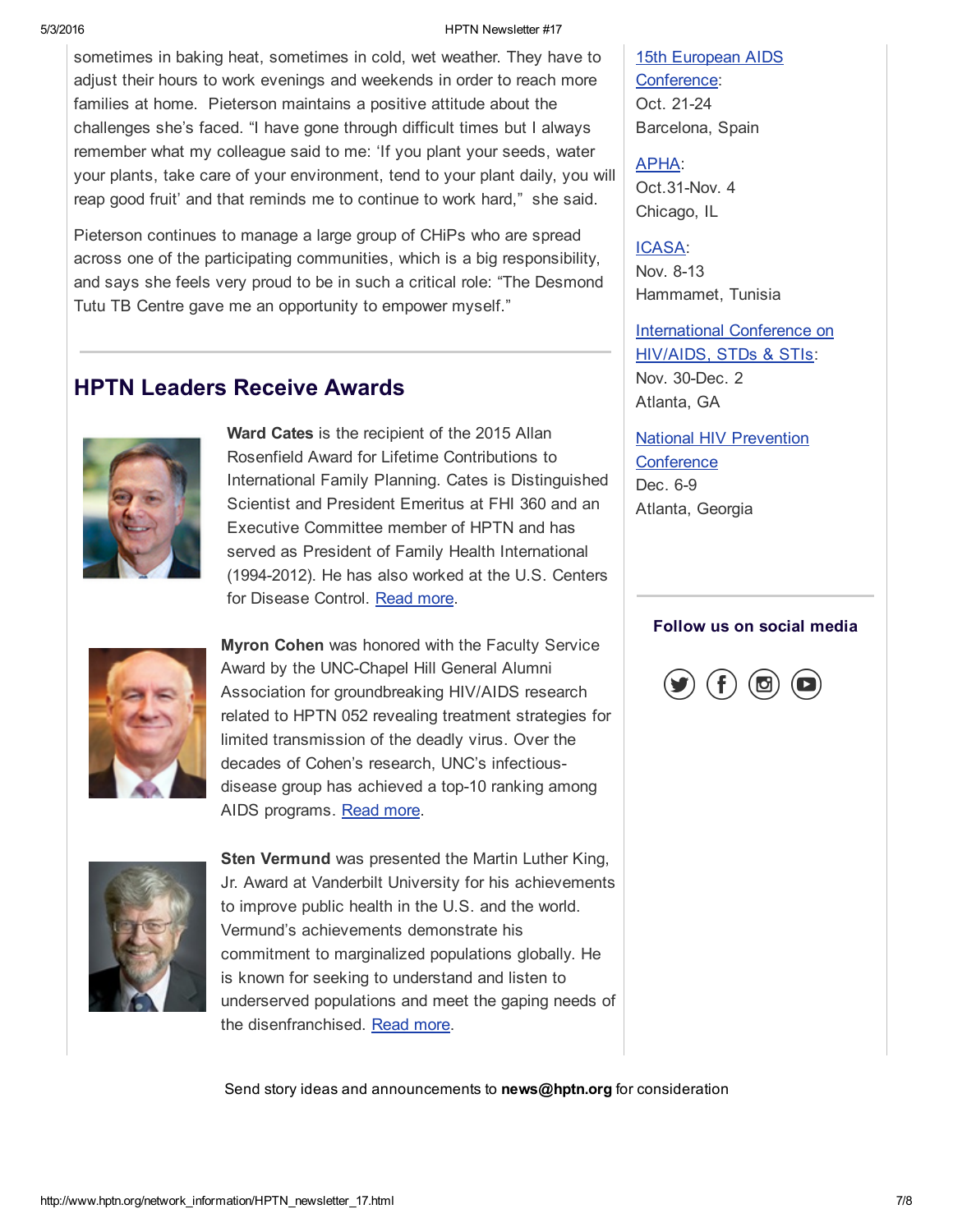sometimes in baking heat, sometimes in cold, wet weather. They have to adjust their hours to work evenings and weekends in order to reach more families at home. Pieterson maintains a positive attitude about the challenges she's faced. "I have gone through difficult times but I always remember what my colleague said to me: 'If you plant your seeds, water your plants, take care of your environment, tend to your plant daily, you will reap good fruit' and that reminds me to continue to work hard," she said.

Pieterson continues to manage a large group of CHiPs who are spread across one of the participating communities, which is a big responsibility, and says she feels very proud to be in such a critical role: "The Desmond Tutu TB Centre gave me an opportunity to empower myself."

## HPTN Leaders Receive Awards

**Ward Cates** is the recipient of the 2015 Allan Rosenfield Award for Lifetime Contributions to International Family Planning. Cates is Distinguished Scientist and President Emeritus at FHI 360 and an Executive Committee member of HPTN and has served as President of Family Health International (1994-2012). He has also worked at the U.S. Centers for Disease Control. Read more.

**Myron Cohen** was honored with the Faculty Service Award by the UNC-Chapel Hill General Alumni Association for groundbreaking HIV/AIDS research related to HPTN 052 revealing treatment strategies for limited transmission of the deadly virus. Over the decades of Cohen's research, UNC's infectious-disease group has achieved a top-10 ranking among AIDS programs. Read more.

**Sten Vermund** was presented the Martin Luther King, Jr. Award at Vanderbilt University for his achievements to improve public health in the U.S. and the world. Vermund's achievements demonstrate his commitment to marginalized populations globally. He is known for seeking to understand and listen to underserved populations and meet the gaping needs of the disenfranchised. Read more.

15th European AIDS Conference:
Oct. 21-24
Barcelona, Spain

APHA:
Oct.31-Nov. 4
Chicago, IL

ICASA:
Nov. 8-13
Hammamet, Tunisia

International Conference on HIV/AIDS, STDs & STIs:
Nov. 30-Dec. 2
Atlanta, GA

National HIV Prevention Conference
Dec. 6-9
Atlanta, Georgia

**Follow us on social media**

Send story ideas and announcements to **news@hptn.org** for consideration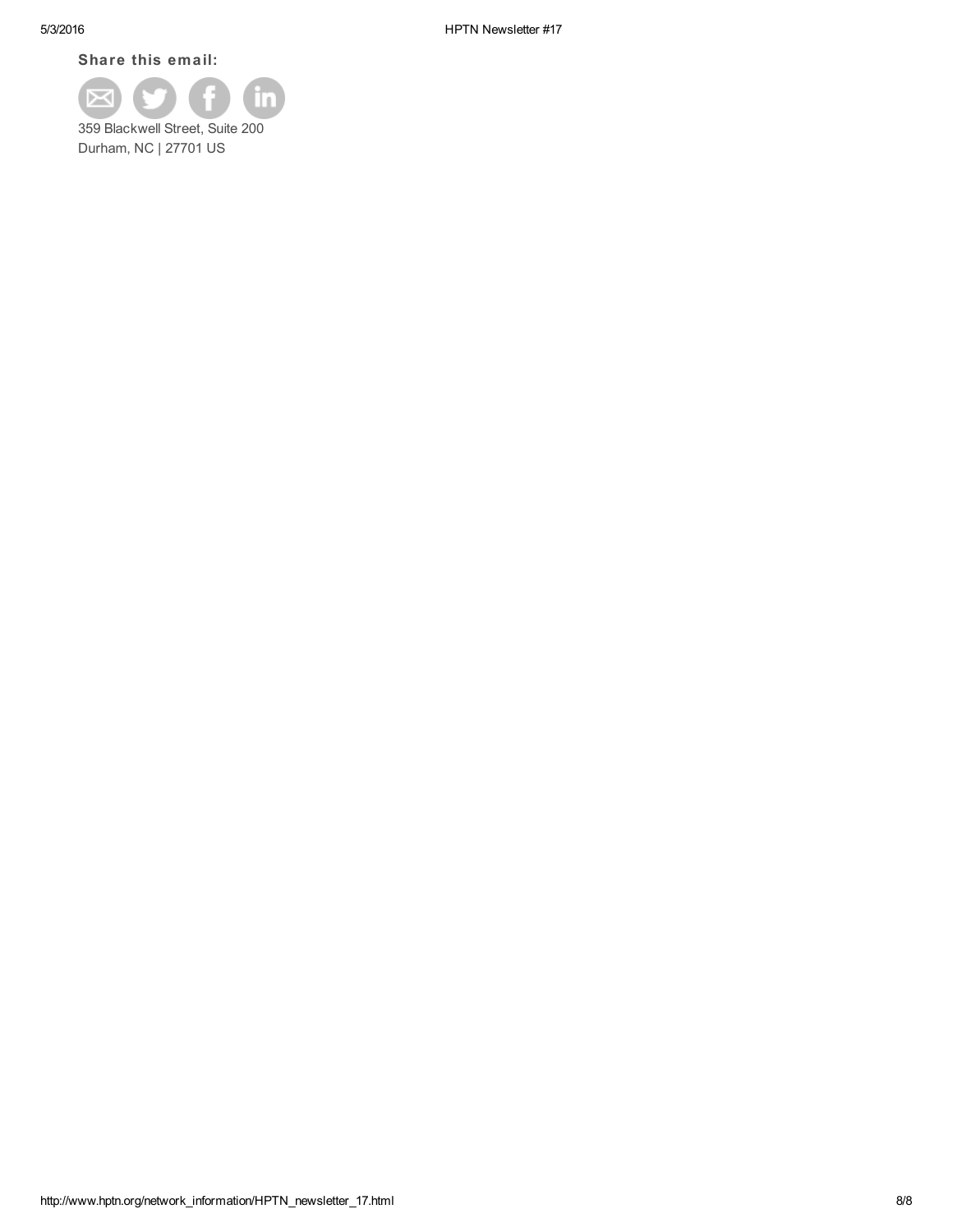**Share this email:**

359 Blackwell Street, Suite 200
Durham, NC | 27701 US